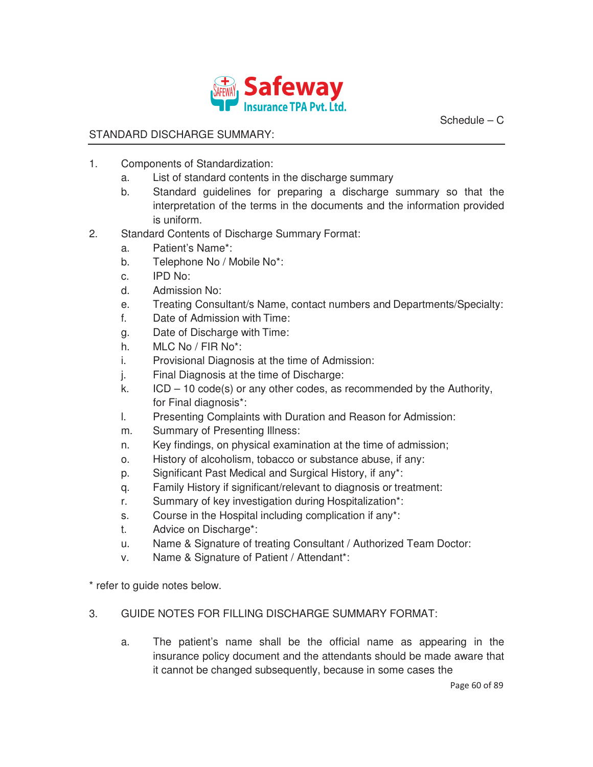Schedule – C

STANDARD DISCHARGE SUMMARY:

1. Components of Standardization:
   a. List of standard contents in the discharge summary
   b. Standard guidelines for preparing a discharge summary so that the interpretation of the terms in the documents and the information provided is uniform.
2. Standard Contents of Discharge Summary Format:
   a. Patient's Name*:
   b. Telephone No / Mobile No*:
   c. IPD No:
   d. Admission No:
   e. Treating Consultant/s Name, contact numbers and Departments/Specialty:
   f. Date of Admission with Time:
   g. Date of Discharge with Time:
   h. MLC No / FIR No*:
   i. Provisional Diagnosis at the time of Admission:
   j. Final Diagnosis at the time of Discharge:
   k. ICD – 10 code(s) or any other codes, as recommended by the Authority, for Final diagnosis*:
   l. Presenting Complaints with Duration and Reason for Admission:
   m. Summary of Presenting Illness:
   n. Key findings, on physical examination at the time of admission;
   o. History of alcoholism, tobacco or substance abuse, if any:
   p. Significant Past Medical and Surgical History, if any*:
   q. Family History if significant/relevant to diagnosis or treatment:
   r. Summary of key investigation during Hospitalization*:
   s. Course in the Hospital including complication if any*:
   t. Advice on Discharge*:
   u. Name & Signature of treating Consultant / Authorized Team Doctor:
   v. Name & Signature of Patient / Attendant*:

\* refer to guide notes below.

3. GUIDE NOTES FOR FILLING DISCHARGE SUMMARY FORMAT:

   a. The patient's name shall be the official name as appearing in the insurance policy document and the attendants should be made aware that it cannot be changed subsequently, because in some cases the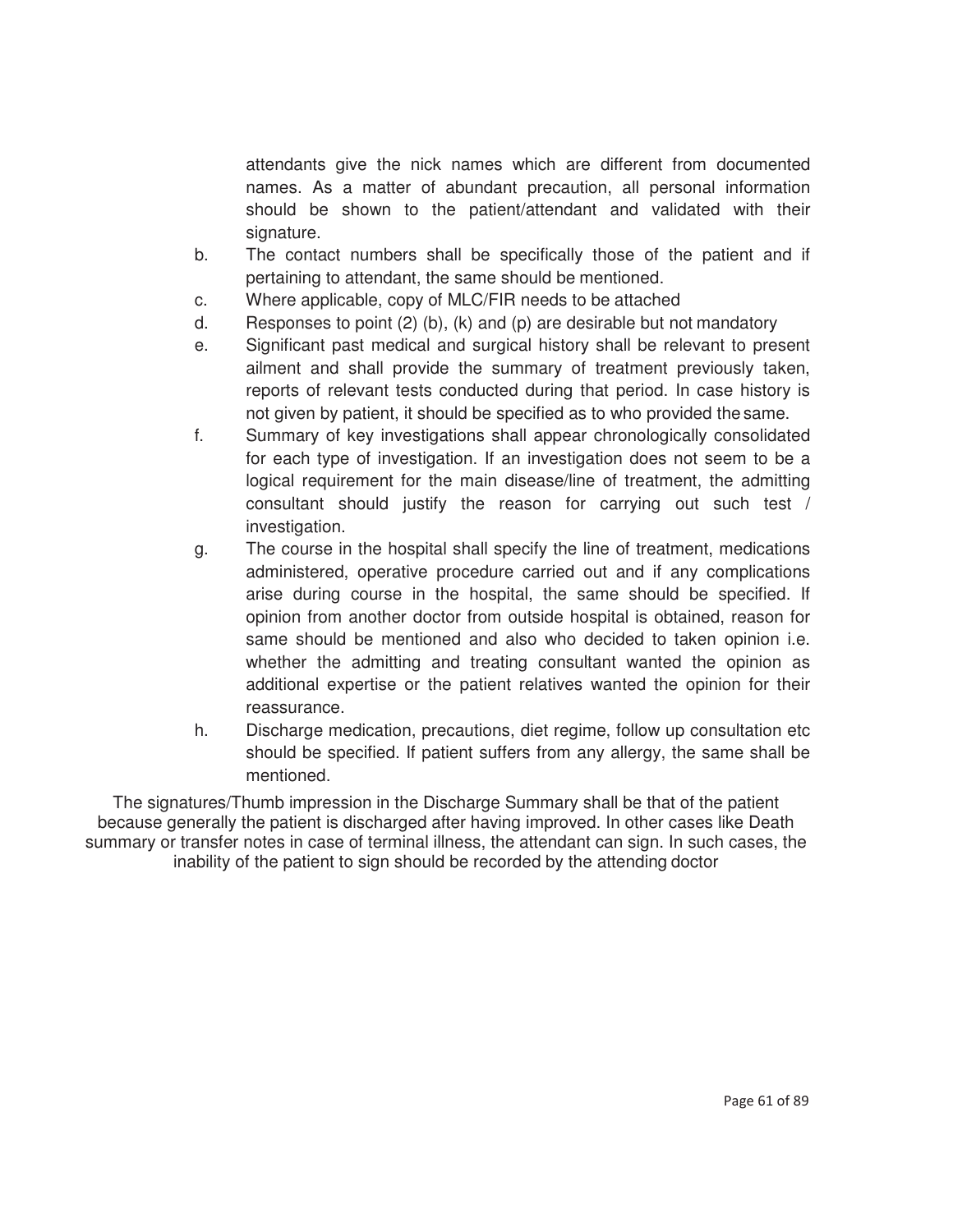attendants give the nick names which are different from documented names. As a matter of abundant precaution, all personal information should be shown to the patient/attendant and validated with their signature.

b. The contact numbers shall be specifically those of the patient and if pertaining to attendant, the same should be mentioned.

c. Where applicable, copy of MLC/FIR needs to be attached

d. Responses to point (2) (b), (k) and (p) are desirable but not mandatory

e. Significant past medical and surgical history shall be relevant to present ailment and shall provide the summary of treatment previously taken, reports of relevant tests conducted during that period. In case history is not given by patient, it should be specified as to who provided the same.

f. Summary of key investigations shall appear chronologically consolidated for each type of investigation. If an investigation does not seem to be a logical requirement for the main disease/line of treatment, the admitting consultant should justify the reason for carrying out such test / investigation.

g. The course in the hospital shall specify the line of treatment, medications administered, operative procedure carried out and if any complications arise during course in the hospital, the same should be specified. If opinion from another doctor from outside hospital is obtained, reason for same should be mentioned and also who decided to taken opinion i.e. whether the admitting and treating consultant wanted the opinion as additional expertise or the patient relatives wanted the opinion for their reassurance.

h. Discharge medication, precautions, diet regime, follow up consultation etc should be specified. If patient suffers from any allergy, the same shall be mentioned.

The signatures/Thumb impression in the Discharge Summary shall be that of the patient because generally the patient is discharged after having improved. In other cases like Death summary or transfer notes in case of terminal illness, the attendant can sign. In such cases, the inability of the patient to sign should be recorded by the attending doctor